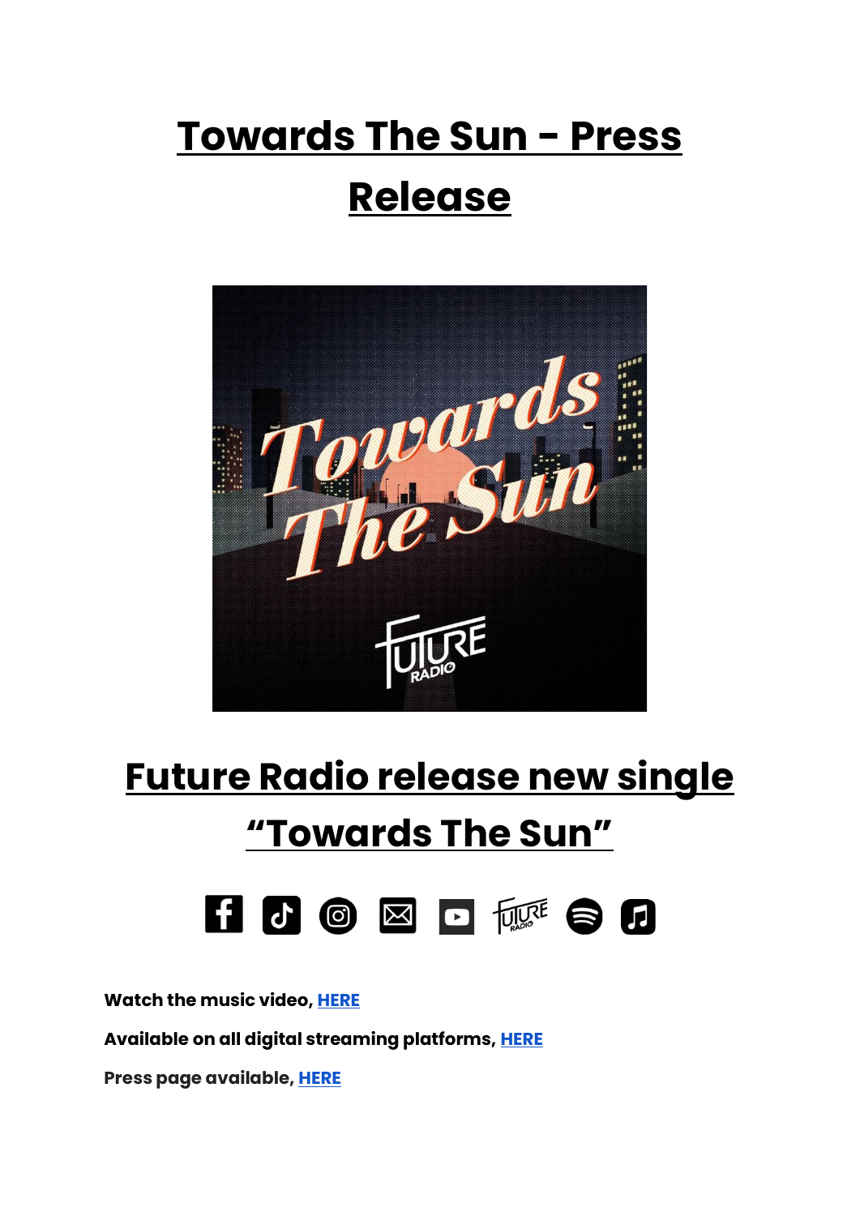# Towards The Sun - Press Release

## Future Radio release new single "Towards The Sun"

**Watch the music video, HERE**

**Available on all digital streaming platforms, HERE**

**Press page available, HERE**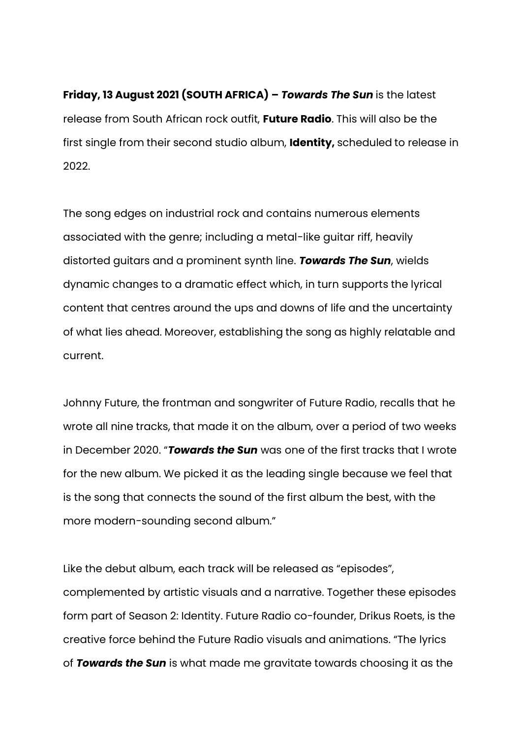**Friday, 13 August 2021 (SOUTH AFRICA) –** ***Towards The Sun*** is the latest release from South African rock outfit, **Future Radio**. This will also be the first single from their second studio album, **Identity,** scheduled to release in 2022.

The song edges on industrial rock and contains numerous elements associated with the genre; including a metal-like guitar riff, heavily distorted guitars and a prominent synth line. ***Towards The Sun***, wields dynamic changes to a dramatic effect which, in turn supports the lyrical content that centres around the ups and downs of life and the uncertainty of what lies ahead. Moreover, establishing the song as highly relatable and current.

Johnny Future, the frontman and songwriter of Future Radio, recalls that he wrote all nine tracks, that made it on the album, over a period of two weeks in December 2020. "***Towards the Sun*** was one of the first tracks that I wrote for the new album. We picked it as the leading single because we feel that is the song that connects the sound of the first album the best, with the more modern-sounding second album."

Like the debut album, each track will be released as "episodes", complemented by artistic visuals and a narrative. Together these episodes form part of Season 2: Identity. Future Radio co-founder, Drikus Roets, is the creative force behind the Future Radio visuals and animations. "The lyrics of ***Towards the Sun*** is what made me gravitate towards choosing it as the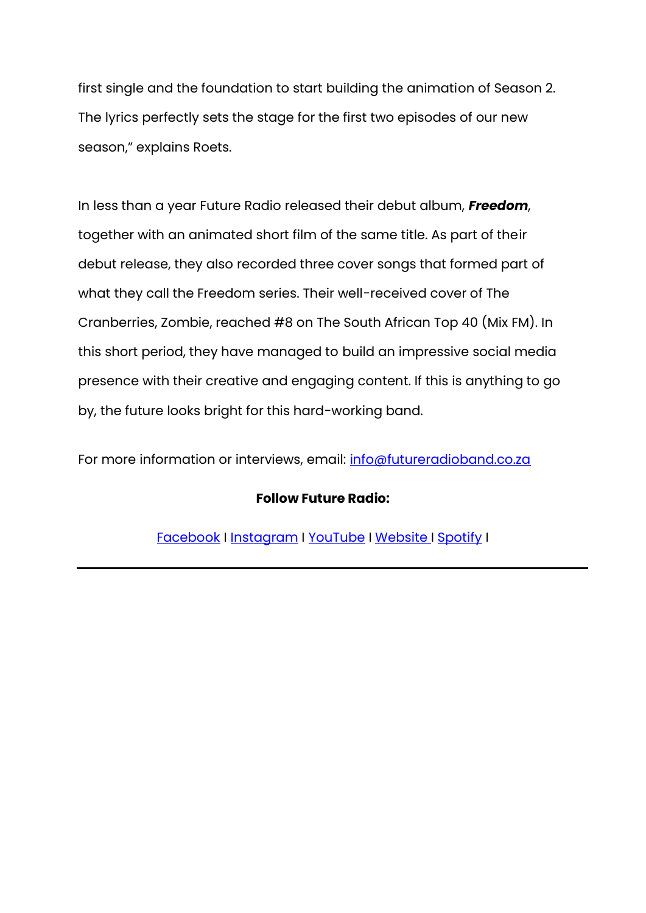first single and the foundation to start building the animation of Season 2. The lyrics perfectly sets the stage for the first two episodes of our new season," explains Roets.

In less than a year Future Radio released their debut album, ***Freedom***, together with an animated short film of the same title. As part of their debut release, they also recorded three cover songs that formed part of what they call the Freedom series. Their well-received cover of The Cranberries, Zombie, reached #8 on The South African Top 40 (Mix FM). In this short period, they have managed to build an impressive social media presence with their creative and engaging content. If this is anything to go by, the future looks bright for this hard-working band.

For more information or interviews, email: info@futureradioband.co.za

**Follow Future Radio:**

Facebook I Instagram I YouTube I Website I Spotify I

---